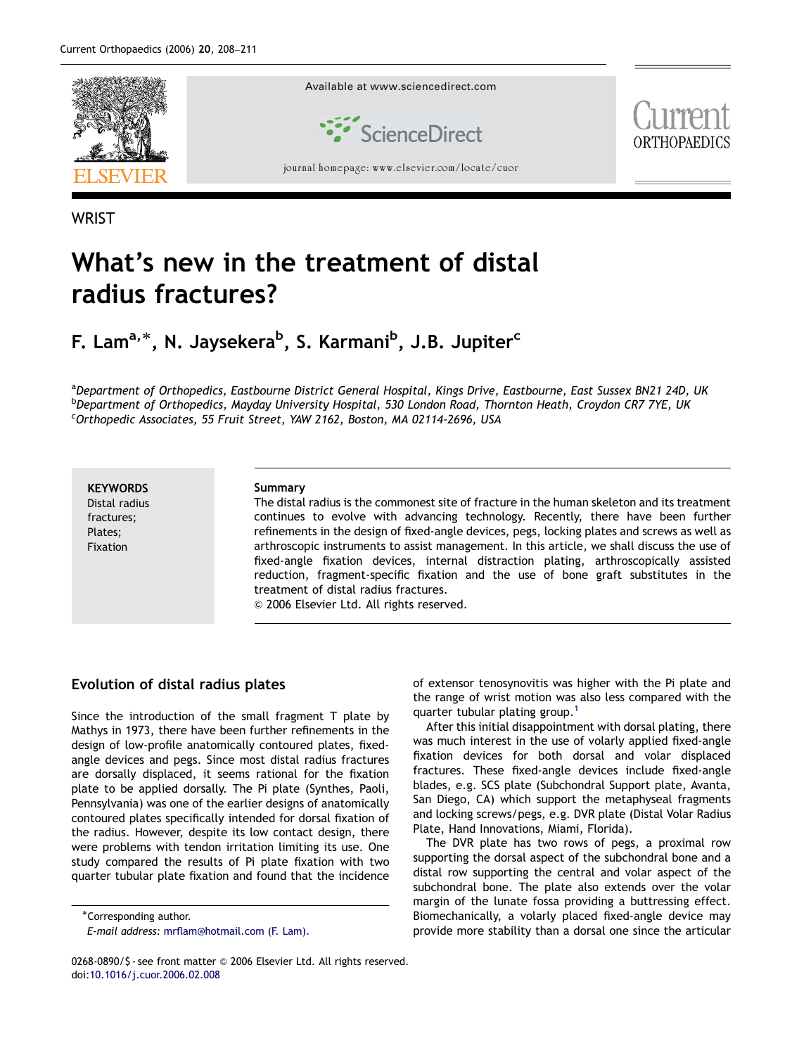WRIST

# What's new in the treatment of distal radius fractures?

**F. Lam[a,*], N. Jaysekera[b], S. Karmani[b], J.B. Jupiter[c]**

[a]*Department of Orthopedics, Eastbourne District General Hospital, Kings Drive, Eastbourne, East Sussex BN21 24D, UK*
[b]*Department of Orthopedics, Mayday University Hospital, 530 London Road, Thornton Heath, Croydon CR7 7YE, UK*
[c]*Orthopedic Associates, 55 Fruit Street, YAW 2162, Boston, MA 02114-2696, USA*

**KEYWORDS**
Distal radius fractures;
Plates;
Fixation

**Summary**
The distal radius is the commonest site of fracture in the human skeleton and its treatment continues to evolve with advancing technology. Recently, there have been further refinements in the design of fixed-angle devices, pegs, locking plates and screws as well as arthroscopic instruments to assist management. In this article, we shall discuss the use of fixed-angle fixation devices, internal distraction plating, arthroscopically assisted reduction, fragment-specific fixation and the use of bone graft substitutes in the treatment of distal radius fractures.
© 2006 Elsevier Ltd. All rights reserved.

## Evolution of distal radius plates

Since the introduction of the small fragment T plate by Mathys in 1973, there have been further refinements in the design of low-profile anatomically contoured plates, fixed-angle devices and pegs. Since most distal radius fractures are dorsally displaced, it seems rational for the fixation plate to be applied dorsally. The Pi plate (Synthes, Paoli, Pennsylvania) was one of the earlier designs of anatomically contoured plates specifically intended for dorsal fixation of the radius. However, despite its low contact design, there were problems with tendon irritation limiting its use. One study compared the results of Pi plate fixation with two quarter tubular plate fixation and found that the incidence of extensor tenosynovitis was higher with the Pi plate and the range of wrist motion was also less compared with the quarter tubular plating group.[1]

After this initial disappointment with dorsal plating, there was much interest in the use of volarly applied fixed-angle fixation devices for both dorsal and volar displaced fractures. These fixed-angle devices include fixed-angle blades, e.g. SCS plate (Subchondral Support plate, Avanta, San Diego, CA) which support the metaphyseal fragments and locking screws/pegs, e.g. DVR plate (Distal Volar Radius Plate, Hand Innovations, Miami, Florida).

The DVR plate has two rows of pegs, a proximal row supporting the dorsal aspect of the subchondral bone and a distal row supporting the central and volar aspect of the subchondral bone. The plate also extends over the volar margin of the lunate fossa providing a buttressing effect. Biomechanically, a volarly placed fixed-angle device may provide more stability than a dorsal one since the articular

*Corresponding author.
*E-mail address:* mrflam@hotmail.com (F. Lam).

0268-0890/$ - see front matter © 2006 Elsevier Ltd. All rights reserved.
doi:10.1016/j.cuor.2006.02.008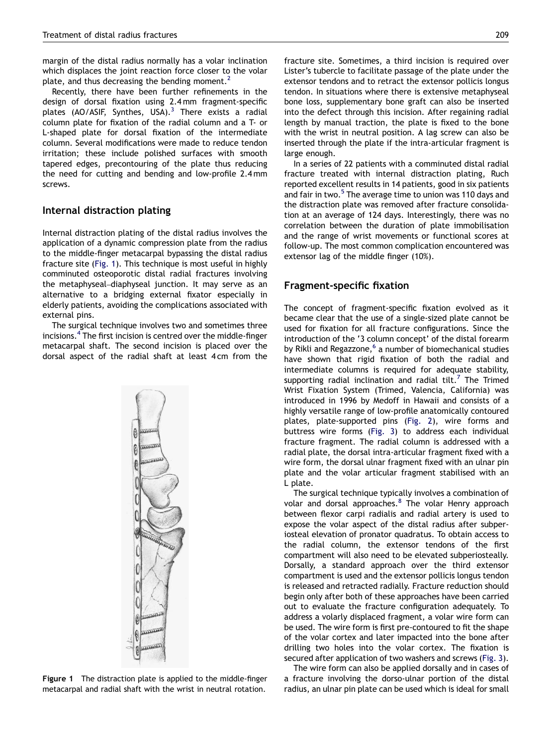margin of the distal radius normally has a volar inclination which displaces the joint reaction force closer to the volar plate, and thus decreasing the bending moment.[2]

Recently, there have been further refinements in the design of dorsal fixation using 2.4 mm fragment-specific plates (AO/ASIF, Synthes, USA).[3] There exists a radial column plate for fixation of the radial column and a T- or L-shaped plate for dorsal fixation of the intermediate column. Several modifications were made to reduce tendon irritation; these include polished surfaces with smooth tapered edges, precontouring of the plate thus reducing the need for cutting and bending and low-profile 2.4 mm screws.

## Internal distraction plating

Internal distraction plating of the distal radius involves the application of a dynamic compression plate from the radius to the middle-finger metacarpal bypassing the distal radius fracture site (Fig. 1). This technique is most useful in highly comminuted osteoporotic distal radial fractures involving the metaphyseal–diaphyseal junction. It may serve as an alternative to a bridging external fixator especially in elderly patients, avoiding the complications associated with external pins.

The surgical technique involves two and sometimes three incisions.[4] The first incision is centred over the middle-finger metacarpal shaft. The second incision is placed over the dorsal aspect of the radial shaft at least 4 cm from the fracture site. Sometimes, a third incision is required over Lister's tubercle to facilitate passage of the plate under the extensor tendons and to retract the extensor pollicis longus tendon. In situations where there is extensive metaphyseal bone loss, supplementary bone graft can also be inserted into the defect through this incision. After regaining radial length by manual traction, the plate is fixed to the bone with the wrist in neutral position. A lag screw can also be inserted through the plate if the intra-articular fragment is large enough.

In a series of 22 patients with a comminuted distal radial fracture treated with internal distraction plating, Ruch reported excellent results in 14 patients, good in six patients and fair in two.[5] The average time to union was 110 days and the distraction plate was removed after fracture consolidation at an average of 124 days. Interestingly, there was no correlation between the duration of plate immobilisation and the range of wrist movements or functional scores at follow-up. The most common complication encountered was extensor lag of the middle finger (10%).

Figure 1 The distraction plate is applied to the middle-finger metacarpal and radial shaft with the wrist in neutral rotation.

## Fragment-specific fixation

The concept of fragment-specific fixation evolved as it became clear that the use of a single-sized plate cannot be used for fixation for all fracture configurations. Since the introduction of the '3 column concept' of the distal forearm by Rikli and Regazzone,[6] a number of biomechanical studies have shown that rigid fixation of both the radial and intermediate columns is required for adequate stability, supporting radial inclination and radial tilt.[7] The Trimed Wrist Fixation System (Trimed, Valencia, California) was introduced in 1996 by Medoff in Hawaii and consists of a highly versatile range of low-profile anatomically contoured plates, plate-supported pins (Fig. 2), wire forms and buttress wire forms (Fig. 3) to address each individual fracture fragment. The radial column is addressed with a radial plate, the dorsal intra-articular fragment fixed with a wire form, the dorsal ulnar fragment fixed with an ulnar pin plate and the volar articular fragment stabilised with an L plate.

The surgical technique typically involves a combination of volar and dorsal approaches.[8] The volar Henry approach between flexor carpi radialis and radial artery is used to expose the volar aspect of the distal radius after subperiosteal elevation of pronator quadratus. To obtain access to the radial column, the extensor tendons of the first compartment will also need to be elevated subperiosteally. Dorsally, a standard approach over the third extensor compartment is used and the extensor pollicis longus tendon is released and retracted radially. Fracture reduction should begin only after both of these approaches have been carried out to evaluate the fracture configuration adequately. To address a volarly displaced fragment, a volar wire form can be used. The wire form is first pre-contoured to fit the shape of the volar cortex and later impacted into the bone after drilling two holes into the volar cortex. The fixation is secured after application of two washers and screws (Fig. 3).

The wire form can also be applied dorsally and in cases of a fracture involving the dorso-ulnar portion of the distal radius, an ulnar pin plate can be used which is ideal for small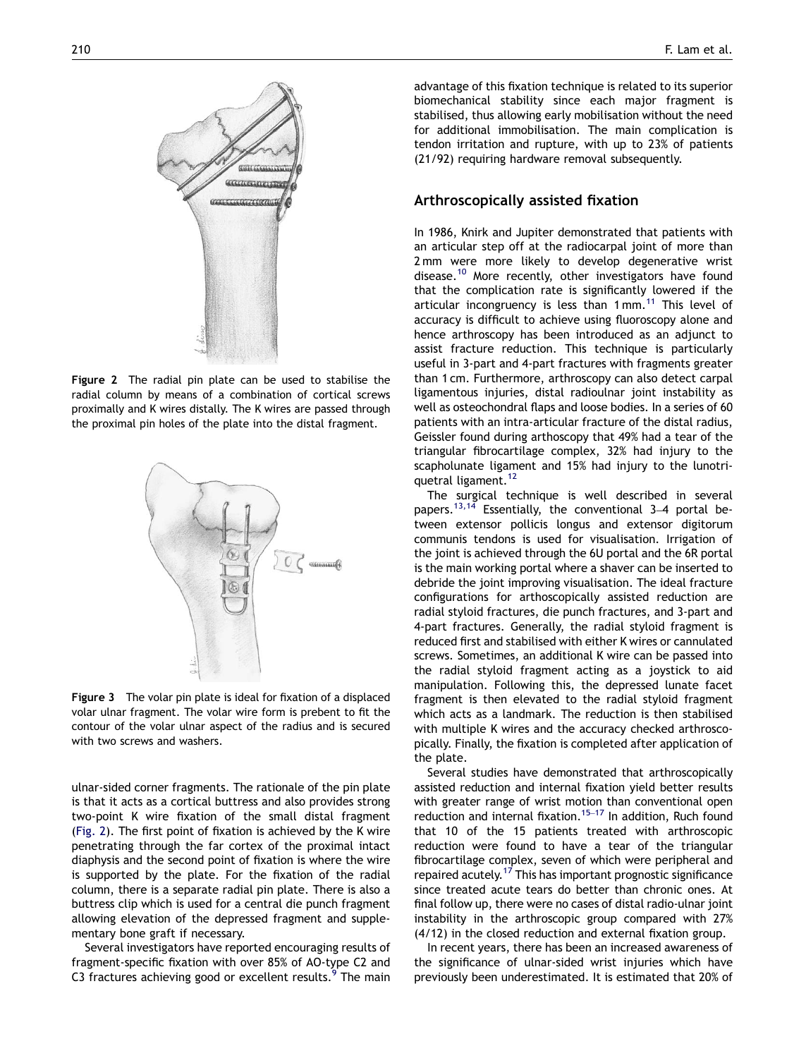Figure 2 The radial pin plate can be used to stabilise the radial column by means of a combination of cortical screws proximally and K wires distally. The K wires are passed through the proximal pin holes of the plate into the distal fragment.

Figure 3 The volar pin plate is ideal for fixation of a displaced volar ulnar fragment. The volar wire form is prebent to fit the contour of the volar ulnar aspect of the radius and is secured with two screws and washers.

ulnar-sided corner fragments. The rationale of the pin plate is that it acts as a cortical buttress and also provides strong two-point K wire fixation of the small distal fragment (Fig. 2). The first point of fixation is achieved by the K wire penetrating through the far cortex of the proximal intact diaphysis and the second point of fixation is where the wire is supported by the plate. For the fixation of the radial column, there is a separate radial pin plate. There is also a buttress clip which is used for a central die punch fragment allowing elevation of the depressed fragment and supplementary bone graft if necessary.

Several investigators have reported encouraging results of fragment-specific fixation with over 85% of AO-type C2 and C3 fractures achieving good or excellent results.[9] The main advantage of this fixation technique is related to its superior biomechanical stability since each major fragment is stabilised, thus allowing early mobilisation without the need for additional immobilisation. The main complication is tendon irritation and rupture, with up to 23% of patients (21/92) requiring hardware removal subsequently.

## Arthroscopically assisted fixation

In 1986, Knirk and Jupiter demonstrated that patients with an articular step off at the radiocarpal joint of more than 2 mm were more likely to develop degenerative wrist disease.[10] More recently, other investigators have found that the complication rate is significantly lowered if the articular incongruency is less than 1 mm.[11] This level of accuracy is difficult to achieve using fluoroscopy alone and hence arthroscopy has been introduced as an adjunct to assist fracture reduction. This technique is particularly useful in 3-part and 4-part fractures with fragments greater than 1 cm. Furthermore, arthroscopy can also detect carpal ligamentous injuries, distal radioulnar joint instability as well as osteochondral flaps and loose bodies. In a series of 60 patients with an intra-articular fracture of the distal radius, Geissler found during arthoscopy that 49% had a tear of the triangular fibrocartilage complex, 32% had injury to the scapholunate ligament and 15% had injury to the lunotriquetral ligament.[12]

The surgical technique is well described in several papers.[13,14] Essentially, the conventional 3–4 portal between extensor pollicis longus and extensor digitorum communis tendons is used for visualisation. Irrigation of the joint is achieved through the 6U portal and the 6R portal is the main working portal where a shaver can be inserted to debride the joint improving visualisation. The ideal fracture configurations for arthoscopically assisted reduction are radial styloid fractures, die punch fractures, and 3-part and 4-part fractures. Generally, the radial styloid fragment is reduced first and stabilised with either K wires or cannulated screws. Sometimes, an additional K wire can be passed into the radial styloid fragment acting as a joystick to aid manipulation. Following this, the depressed lunate facet fragment is then elevated to the radial styloid fragment which acts as a landmark. The reduction is then stabilised with multiple K wires and the accuracy checked arthroscopically. Finally, the fixation is completed after application of the plate.

Several studies have demonstrated that arthroscopically assisted reduction and internal fixation yield better results with greater range of wrist motion than conventional open reduction and internal fixation.[15–17] In addition, Ruch found that 10 of the 15 patients treated with arthroscopic reduction were found to have a tear of the triangular fibrocartilage complex, seven of which were peripheral and repaired acutely.[17] This has important prognostic significance since treated acute tears do better than chronic ones. At final follow up, there were no cases of distal radio-ulnar joint instability in the arthroscopic group compared with 27% (4/12) in the closed reduction and external fixation group.

In recent years, there has been an increased awareness of the significance of ulnar-sided wrist injuries which have previously been underestimated. It is estimated that 20% of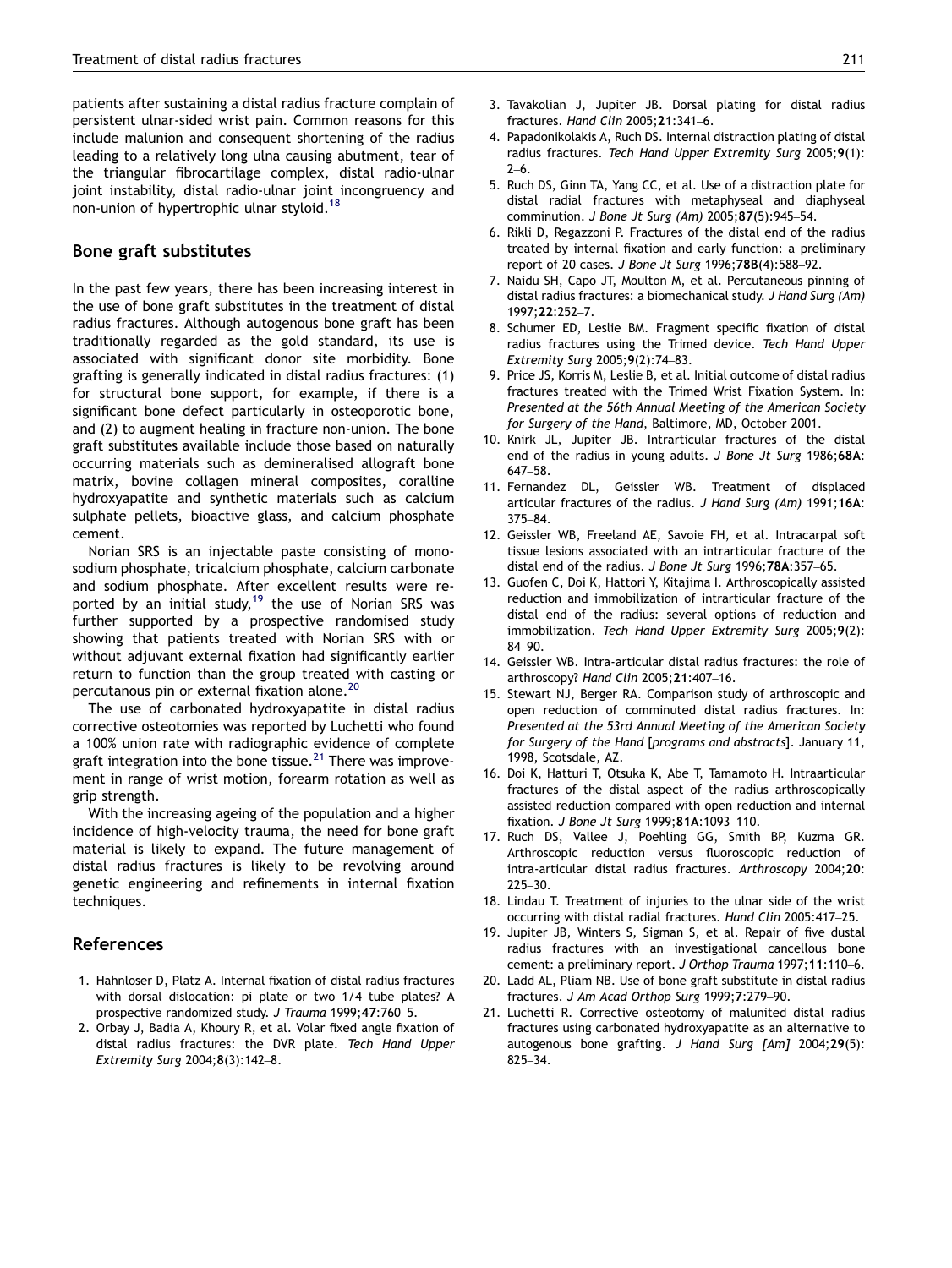patients after sustaining a distal radius fracture complain of persistent ulnar-sided wrist pain. Common reasons for this include malunion and consequent shortening of the radius leading to a relatively long ulna causing abutment, tear of the triangular fibrocartilage complex, distal radio-ulnar joint instability, distal radio-ulnar joint incongruency and non-union of hypertrophic ulnar styloid.[18]

## Bone graft substitutes

In the past few years, there has been increasing interest in the use of bone graft substitutes in the treatment of distal radius fractures. Although autogenous bone graft has been traditionally regarded as the gold standard, its use is associated with significant donor site morbidity. Bone grafting is generally indicated in distal radius fractures: (1) for structural bone support, for example, if there is a significant bone defect particularly in osteoporotic bone, and (2) to augment healing in fracture non-union. The bone graft substitutes available include those based on naturally occurring materials such as demineralised allograft bone matrix, bovine collagen mineral composites, coralline hydroxyapatite and synthetic materials such as calcium sulphate pellets, bioactive glass, and calcium phosphate cement.

Norian SRS is an injectable paste consisting of monosodium phosphate, tricalcium phosphate, calcium carbonate and sodium phosphate. After excellent results were reported by an initial study,[19] the use of Norian SRS was further supported by a prospective randomised study showing that patients treated with Norian SRS with or without adjuvant external fixation had significantly earlier return to function than the group treated with casting or percutaneous pin or external fixation alone.[20]

The use of carbonated hydroxyapatite in distal radius corrective osteotomies was reported by Luchetti who found a 100% union rate with radiographic evidence of complete graft integration into the bone tissue.[21] There was improvement in range of wrist motion, forearm rotation as well as grip strength.

With the increasing ageing of the population and a higher incidence of high-velocity trauma, the need for bone graft material is likely to expand. The future management of distal radius fractures is likely to be revolving around genetic engineering and refinements in internal fixation techniques.

## References

1. Hahnloser D, Platz A. Internal fixation of distal radius fractures with dorsal dislocation: pi plate or two 1/4 tube plates? A prospective randomized study. *J Trauma* 1999;**47**:760–5.
2. Orbay J, Badia A, Khoury R, et al. Volar fixed angle fixation of distal radius fractures: the DVR plate. *Tech Hand Upper Extremity Surg* 2004;**8**(3):142–8.
3. Tavakolian J, Jupiter JB. Dorsal plating for distal radius fractures. *Hand Clin* 2005;**21**:341–6.
4. Papadonikolakis A, Ruch DS. Internal distraction plating of distal radius fractures. *Tech Hand Upper Extremity Surg* 2005;**9**(1): 2–6.
5. Ruch DS, Ginn TA, Yang CC, et al. Use of a distraction plate for distal radial fractures with metaphyseal and diaphyseal comminution. *J Bone Jt Surg (Am)* 2005;**87**(5):945–54.
6. Rikli D, Regazzoni P. Fractures of the distal end of the radius treated by internal fixation and early function: a preliminary report of 20 cases. *J Bone Jt Surg* 1996;**78B**(4):588–92.
7. Naidu SH, Capo JT, Moulton M, et al. Percutaneous pinning of distal radius fractures: a biomechanical study. *J Hand Surg (Am)* 1997;**22**:252–7.
8. Schumer ED, Leslie BM. Fragment specific fixation of distal radius fractures using the Trimed device. *Tech Hand Upper Extremity Surg* 2005;**9**(2):74–83.
9. Price JS, Korris M, Leslie B, et al. Initial outcome of distal radius fractures treated with the Trimed Wrist Fixation System. In: *Presented at the 56th Annual Meeting of the American Society for Surgery of the Hand*, Baltimore, MD, October 2001.
10. Knirk JL, Jupiter JB. Intrarticular fractures of the distal end of the radius in young adults. *J Bone Jt Surg* 1986;**68A**: 647–58.
11. Fernandez DL, Geissler WB. Treatment of displaced articular fractures of the radius. *J Hand Surg (Am)* 1991;**16A**: 375–84.
12. Geissler WB, Freeland AE, Savoie FH, et al. Intracarpal soft tissue lesions associated with an intrarticular fracture of the distal end of the radius. *J Bone Jt Surg* 1996;**78A**:357–65.
13. Guofen C, Doi K, Hattori Y, Kitajima I. Arthroscopically assisted reduction and immobilization of intrarticular fracture of the distal end of the radius: several options of reduction and immobilization. *Tech Hand Upper Extremity Surg* 2005;**9**(2): 84–90.
14. Geissler WB. Intra-articular distal radius fractures: the role of arthroscopy? *Hand Clin* 2005;**21**:407–16.
15. Stewart NJ, Berger RA. Comparison study of arthroscopic and open reduction of comminuted distal radius fractures. In: *Presented at the 53rd Annual Meeting of the American Society for Surgery of the Hand* [*programs and abstracts*]. January 11, 1998, Scotsdale, AZ.
16. Doi K, Hatturi T, Otsuka K, Abe T, Tamamoto H. Intraarticular fractures of the distal aspect of the radius arthroscopically assisted reduction compared with open reduction and internal fixation. *J Bone Jt Surg* 1999;**81A**:1093–110.
17. Ruch DS, Vallee J, Poehling GG, Smith BP, Kuzma GR. Arthroscopic reduction versus fluoroscopic reduction of intra-articular distal radius fractures. *Arthroscopy* 2004;**20**: 225–30.
18. Lindau T. Treatment of injuries to the ulnar side of the wrist occurring with distal radial fractures. *Hand Clin* 2005:417–25.
19. Jupiter JB, Winters S, Sigman S, et al. Repair of five dustal radius fractures with an investigational cancellous bone cement: a preliminary report. *J Orthop Trauma* 1997;**11**:110–6.
20. Ladd AL, Pliam NB. Use of bone graft substitute in distal radius fractures. *J Am Acad Orthop Surg* 1999;**7**:279–90.
21. Luchetti R. Corrective osteotomy of malunited distal radius fractures using carbonated hydroxyapatite as an alternative to autogenous bone grafting. *J Hand Surg [Am]* 2004;**29**(5): 825–34.